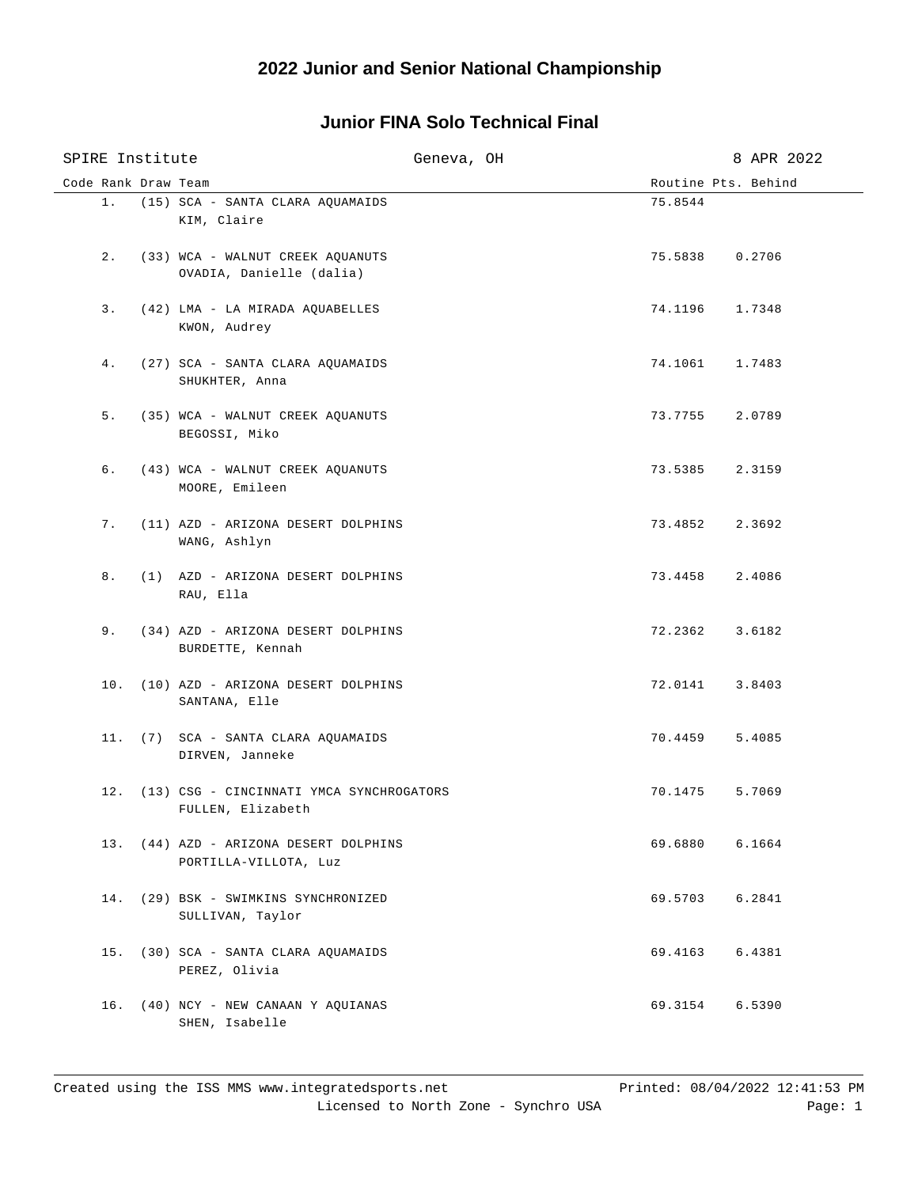# 2022 Junior and Senior National Championship

## Junior FINA Solo Technical Final

SPIRE Institute | Geneva, OH | 8 APR 2022

| Code | Rank | Draw | Team | Routine | Pts. Behind |
|---|---|---|---|---|---|
| | 1. | (15) | SCA - SANTA CLARA AQUAMAIDS<br>KIM, Claire | 75.8544 | |
| | 2. | (33) | WCA - WALNUT CREEK AQUANUTS<br>OVADIA, Danielle (dalia) | 75.5838 | 0.2706 |
| | 3. | (42) | LMA - LA MIRADA AQUABELLES<br>KWON, Audrey | 74.1196 | 1.7348 |
| | 4. | (27) | SCA - SANTA CLARA AQUAMAIDS<br>SHUKHTER, Anna | 74.1061 | 1.7483 |
| | 5. | (35) | WCA - WALNUT CREEK AQUANUTS<br>BEGOSSI, Miko | 73.7755 | 2.0789 |
| | 6. | (43) | WCA - WALNUT CREEK AQUANUTS<br>MOORE, Emileen | 73.5385 | 2.3159 |
| | 7. | (11) | AZD - ARIZONA DESERT DOLPHINS<br>WANG, Ashlyn | 73.4852 | 2.3692 |
| | 8. | (1) | AZD - ARIZONA DESERT DOLPHINS<br>RAU, Ella | 73.4458 | 2.4086 |
| | 9. | (34) | AZD - ARIZONA DESERT DOLPHINS<br>BURDETTE, Kennah | 72.2362 | 3.6182 |
| | 10. | (10) | AZD - ARIZONA DESERT DOLPHINS<br>SANTANA, Elle | 72.0141 | 3.8403 |
| | 11. | (7) | SCA - SANTA CLARA AQUAMAIDS<br>DIRVEN, Janneke | 70.4459 | 5.4085 |
| | 12. | (13) | CSG - CINCINNATI YMCA SYNCHROGATORS<br>FULLEN, Elizabeth | 70.1475 | 5.7069 |
| | 13. | (44) | AZD - ARIZONA DESERT DOLPHINS<br>PORTILLA-VILLOTA, Luz | 69.6880 | 6.1664 |
| | 14. | (29) | BSK - SWIMKINS SYNCHRONIZED<br>SULLIVAN, Taylor | 69.5703 | 6.2841 |
| | 15. | (30) | SCA - SANTA CLARA AQUAMAIDS<br>PEREZ, Olivia | 69.4163 | 6.4381 |
| | 16. | (40) | NCY - NEW CANAAN Y AQUIANAS<br>SHEN, Isabelle | 69.3154 | 6.5390 |

Created using the ISS MMS www.integratedsports.net | Printed: 08/04/2022 12:41:53 PM
Licensed to North Zone - Synchro USA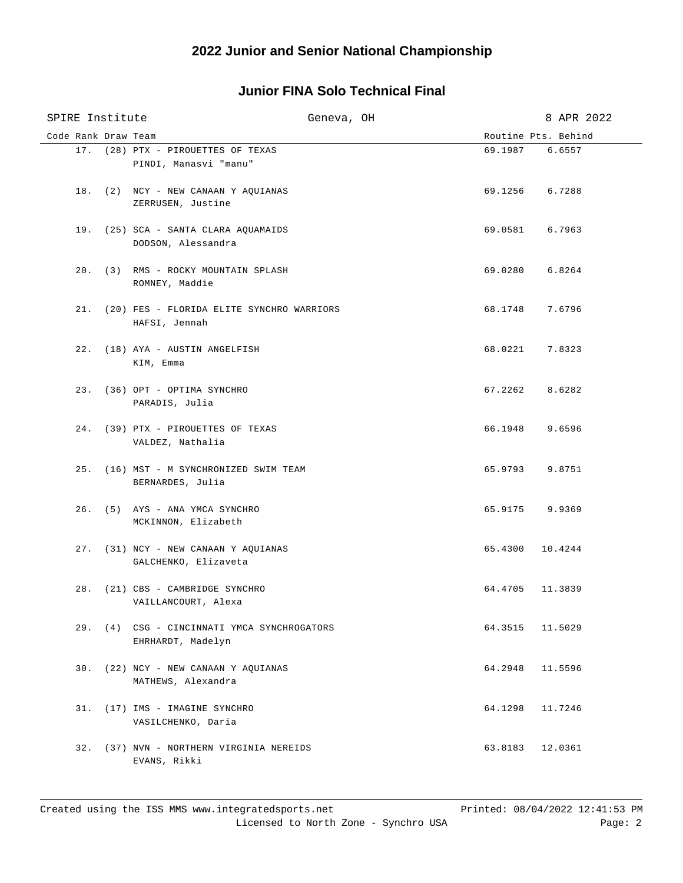## 2022 Junior and Senior National Championship

### Junior FINA Solo Technical Final

SPIRE Institute — Geneva, OH — 8 APR 2022

| Code | Rank | Draw | Team | Routine | Pts. Behind |
|---|---|---|---|---|---|
| | 17. | (28) | PTX - PIROUETTES OF TEXAS<br>PINDI, Manasvi "manu" | 69.1987 | 6.6557 |
| | 18. | (2) | NCY - NEW CANAAN Y AQUIANAS<br>ZERRUSEN, Justine | 69.1256 | 6.7288 |
| | 19. | (25) | SCA - SANTA CLARA AQUAMAIDS<br>DODSON, Alessandra | 69.0581 | 6.7963 |
| | 20. | (3) | RMS - ROCKY MOUNTAIN SPLASH<br>ROMNEY, Maddie | 69.0280 | 6.8264 |
| | 21. | (20) | FES - FLORIDA ELITE SYNCHRO WARRIORS<br>HAFSI, Jennah | 68.1748 | 7.6796 |
| | 22. | (18) | AYA - AUSTIN ANGELFISH<br>KIM, Emma | 68.0221 | 7.8323 |
| | 23. | (36) | OPT - OPTIMA SYNCHRO<br>PARADIS, Julia | 67.2262 | 8.6282 |
| | 24. | (39) | PTX - PIROUETTES OF TEXAS<br>VALDEZ, Nathalia | 66.1948 | 9.6596 |
| | 25. | (16) | MST - M SYNCHRONIZED SWIM TEAM<br>BERNARDES, Julia | 65.9793 | 9.8751 |
| | 26. | (5) | AYS - ANA YMCA SYNCHRO<br>MCKINNON, Elizabeth | 65.9175 | 9.9369 |
| | 27. | (31) | NCY - NEW CANAAN Y AQUIANAS<br>GALCHENKO, Elizaveta | 65.4300 | 10.4244 |
| | 28. | (21) | CBS - CAMBRIDGE SYNCHRO<br>VAILLANCOURT, Alexa | 64.4705 | 11.3839 |
| | 29. | (4) | CSG - CINCINNATI YMCA SYNCHROGATORS<br>EHRHARDT, Madelyn | 64.3515 | 11.5029 |
| | 30. | (22) | NCY - NEW CANAAN Y AQUIANAS<br>MATHEWS, Alexandra | 64.2948 | 11.5596 |
| | 31. | (17) | IMS - IMAGINE SYNCHRO<br>VASILCHENKO, Daria | 64.1298 | 11.7246 |
| | 32. | (37) | NVN - NORTHERN VIRGINIA NEREIDS<br>EVANS, Rikki | 63.8183 | 12.0361 |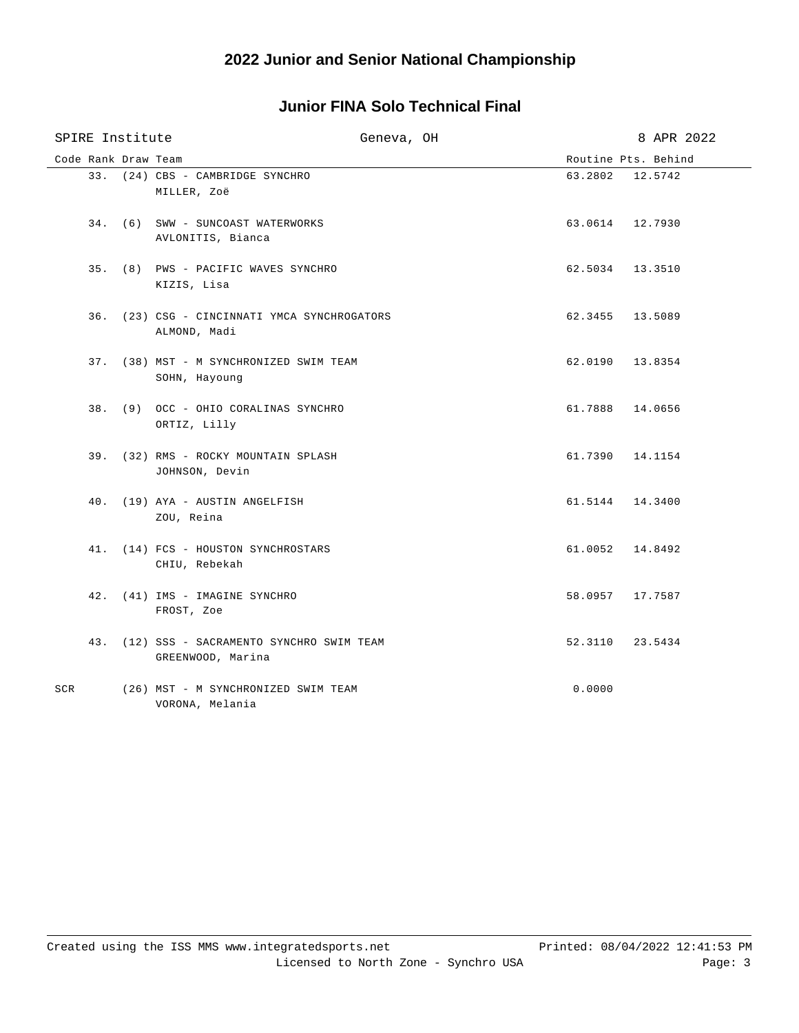# 2022 Junior and Senior National Championship

## Junior FINA Solo Technical Final

SPIRE Institute — Geneva, OH — 8 APR 2022

| Code | Rank | Draw | Team | Routine Pts. | Behind |
|---|---|---|---|---|---|
| | 33. | (24) | CBS - CAMBRIDGE SYNCHRO<br>MILLER, Zoë | 63.2802 | 12.5742 |
| | 34. | (6) | SWW - SUNCOAST WATERWORKS<br>AVLONITIS, Bianca | 63.0614 | 12.7930 |
| | 35. | (8) | PWS - PACIFIC WAVES SYNCHRO<br>KIZIS, Lisa | 62.5034 | 13.3510 |
| | 36. | (23) | CSG - CINCINNATI YMCA SYNCHROGATORS<br>ALMOND, Madi | 62.3455 | 13.5089 |
| | 37. | (38) | MST - M SYNCHRONIZED SWIM TEAM<br>SOHN, Hayoung | 62.0190 | 13.8354 |
| | 38. | (9) | OCC - OHIO CORALINAS SYNCHRO<br>ORTIZ, Lilly | 61.7888 | 14.0656 |
| | 39. | (32) | RMS - ROCKY MOUNTAIN SPLASH<br>JOHNSON, Devin | 61.7390 | 14.1154 |
| | 40. | (19) | AYA - AUSTIN ANGELFISH<br>ZOU, Reina | 61.5144 | 14.3400 |
| | 41. | (14) | FCS - HOUSTON SYNCHROSTARS<br>CHIU, Rebekah | 61.0052 | 14.8492 |
| | 42. | (41) | IMS - IMAGINE SYNCHRO<br>FROST, Zoe | 58.0957 | 17.7587 |
| | 43. | (12) | SSS - SACRAMENTO SYNCHRO SWIM TEAM<br>GREENWOOD, Marina | 52.3110 | 23.5434 |
| SCR | | (26) | MST - M SYNCHRONIZED SWIM TEAM<br>VORONA, Melania | 0.0000 | |

Created using the ISS MMS www.integratedsports.net — Printed: 08/04/2022 12:41:53 PM

Licensed to North Zone - Synchro USA